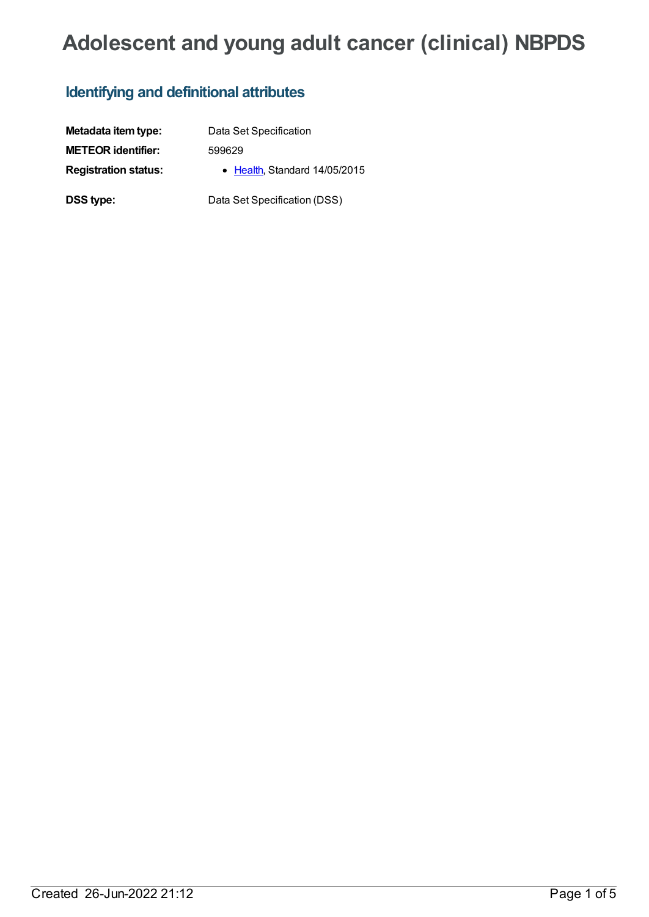# Adolescent and young adult cancer (clinical) NBPDS

## Identifying and definitional attributes

| | |
|---|---|
| **Metadata item type:** | Data Set Specification |
| **METEOR identifier:** | 599629 |
| **Registration status:** | • Health, Standard 14/05/2015 |
| **DSS type:** | Data Set Specification (DSS) |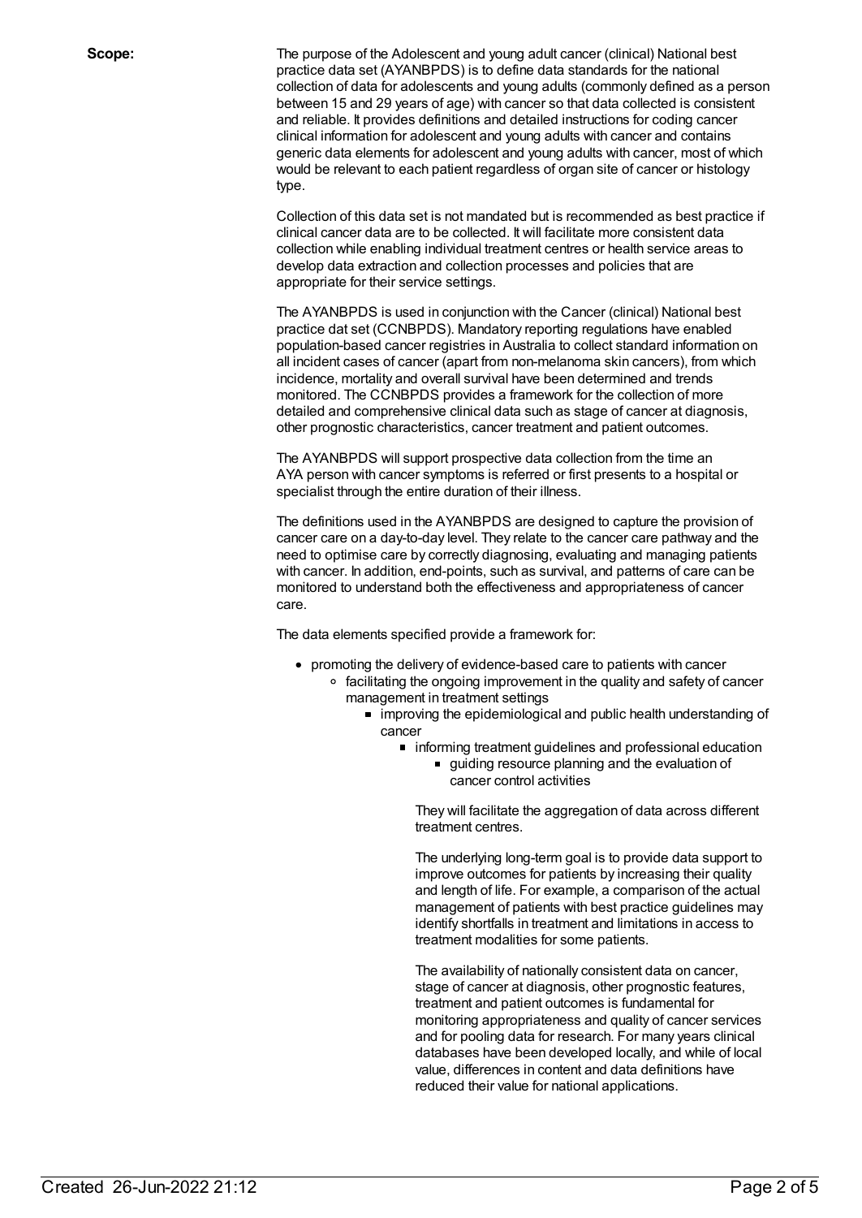**Scope:**

The purpose of the Adolescent and young adult cancer (clinical) National best practice data set (AYANBPDS) is to define data standards for the national collection of data for adolescents and young adults (commonly defined as a person between 15 and 29 years of age) with cancer so that data collected is consistent and reliable. It provides definitions and detailed instructions for coding cancer clinical information for adolescent and young adults with cancer and contains generic data elements for adolescent and young adults with cancer, most of which would be relevant to each patient regardless of organ site of cancer or histology type.

Collection of this data set is not mandated but is recommended as best practice if clinical cancer data are to be collected. It will facilitate more consistent data collection while enabling individual treatment centres or health service areas to develop data extraction and collection processes and policies that are appropriate for their service settings.

The AYANBPDS is used in conjunction with the Cancer (clinical) National best practice dat set (CCNBPDS). Mandatory reporting regulations have enabled population-based cancer registries in Australia to collect standard information on all incident cases of cancer (apart from non-melanoma skin cancers), from which incidence, mortality and overall survival have been determined and trends monitored. The CCNBPDS provides a framework for the collection of more detailed and comprehensive clinical data such as stage of cancer at diagnosis, other prognostic characteristics, cancer treatment and patient outcomes.

The AYANBPDS will support prospective data collection from the time an AYA person with cancer symptoms is referred or first presents to a hospital or specialist through the entire duration of their illness.

The definitions used in the AYANBPDS are designed to capture the provision of cancer care on a day-to-day level. They relate to the cancer care pathway and the need to optimise care by correctly diagnosing, evaluating and managing patients with cancer. In addition, end-points, such as survival, and patterns of care can be monitored to understand both the effectiveness and appropriateness of cancer care.

The data elements specified provide a framework for:

- promoting the delivery of evidence-based care to patients with cancer
    - facilitating the ongoing improvement in the quality and safety of cancer management in treatment settings
        - improving the epidemiological and public health understanding of cancer
            - informing treatment guidelines and professional education
                - guiding resource planning and the evaluation of cancer control activities

They will facilitate the aggregation of data across different treatment centres.

The underlying long-term goal is to provide data support to improve outcomes for patients by increasing their quality and length of life. For example, a comparison of the actual management of patients with best practice guidelines may identify shortfalls in treatment and limitations in access to treatment modalities for some patients.

The availability of nationally consistent data on cancer, stage of cancer at diagnosis, other prognostic features, treatment and patient outcomes is fundamental for monitoring appropriateness and quality of cancer services and for pooling data for research. For many years clinical databases have been developed locally, and while of local value, differences in content and data definitions have reduced their value for national applications.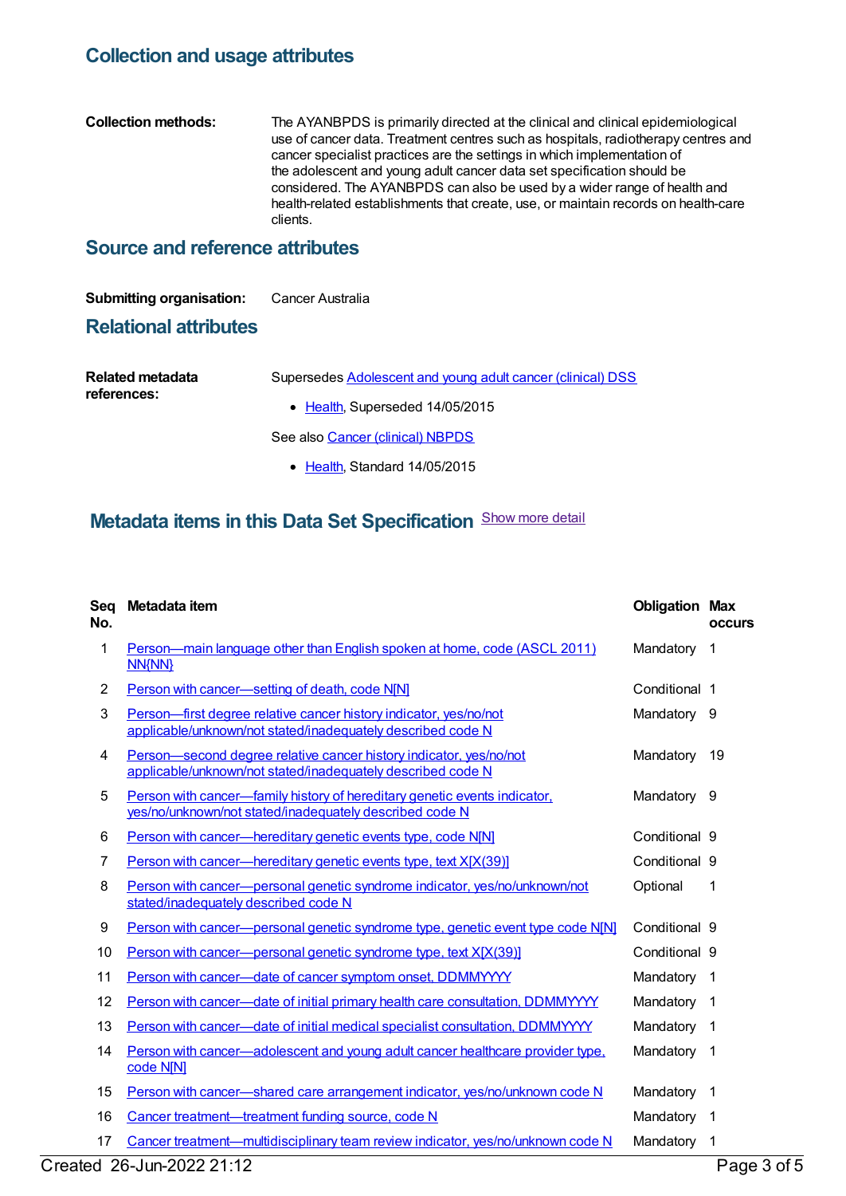## Collection and usage attributes

**Collection methods:** The AYANBPDS is primarily directed at the clinical and clinical epidemiological use of cancer data. Treatment centres such as hospitals, radiotherapy centres and cancer specialist practices are the settings in which implementation of the adolescent and young adult cancer data set specification should be considered. The AYANBPDS can also be used by a wider range of health and health-related establishments that create, use, or maintain records on health-care clients.

## Source and reference attributes

**Submitting organisation:** Cancer Australia

## Relational attributes

**Related metadata references:** Supersedes Adolescent and young adult cancer (clinical) DSS

- Health, Superseded 14/05/2015

See also Cancer (clinical) NBPDS

- Health, Standard 14/05/2015

## Metadata items in this Data Set Specification

Show more detail

| Seq No. | Metadata item | Obligation | Max occurs |
| --- | --- | --- | --- |
| 1 | Person—main language other than English spoken at home, code (ASCL 2011) NN{NN} | Mandatory | 1 |
| 2 | Person with cancer—setting of death, code N[N] | Conditional | 1 |
| 3 | Person—first degree relative cancer history indicator, yes/no/not applicable/unknown/not stated/inadequately described code N | Mandatory | 9 |
| 4 | Person—second degree relative cancer history indicator, yes/no/not applicable/unknown/not stated/inadequately described code N | Mandatory | 19 |
| 5 | Person with cancer—family history of hereditary genetic events indicator, yes/no/unknown/not stated/inadequately described code N | Mandatory | 9 |
| 6 | Person with cancer—hereditary genetic events type, code N[N] | Conditional | 9 |
| 7 | Person with cancer—hereditary genetic events type, text X[X(39)] | Conditional | 9 |
| 8 | Person with cancer—personal genetic syndrome indicator, yes/no/unknown/not stated/inadequately described code N | Optional | 1 |
| 9 | Person with cancer—personal genetic syndrome type, genetic event type code N[N] | Conditional | 9 |
| 10 | Person with cancer—personal genetic syndrome type, text X[X(39)] | Conditional | 9 |
| 11 | Person with cancer—date of cancer symptom onset, DDMMYYYY | Mandatory | 1 |
| 12 | Person with cancer—date of initial primary health care consultation, DDMMYYYY | Mandatory | 1 |
| 13 | Person with cancer—date of initial medical specialist consultation, DDMMYYYY | Mandatory | 1 |
| 14 | Person with cancer—adolescent and young adult cancer healthcare provider type, code N[N] | Mandatory | 1 |
| 15 | Person with cancer—shared care arrangement indicator, yes/no/unknown code N | Mandatory | 1 |
| 16 | Cancer treatment—treatment funding source, code N | Mandatory | 1 |
| 17 | Cancer treatment—multidisciplinary team review indicator, yes/no/unknown code N | Mandatory | 1 |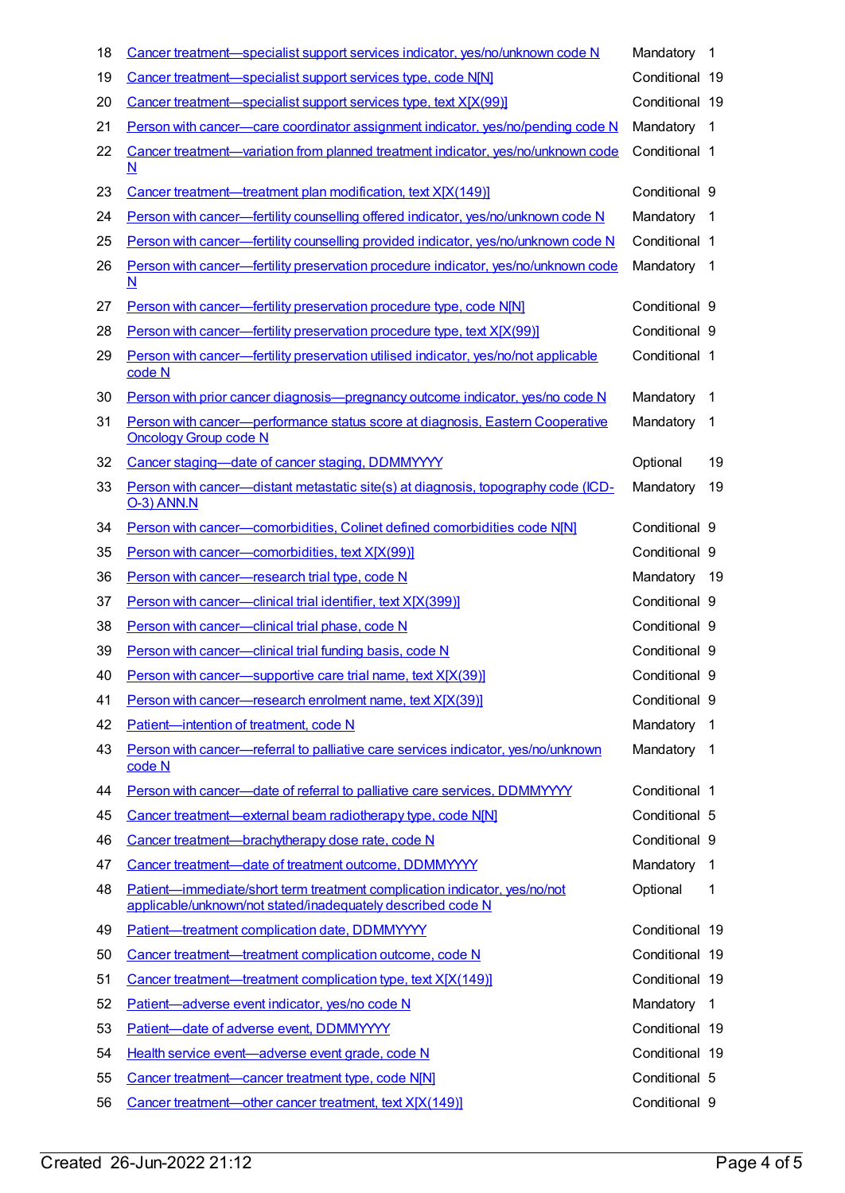| | | | |
|---|---|---|---|
| 18 | Cancer treatment—specialist support services indicator, yes/no/unknown code N | Mandatory | 1 |
| 19 | Cancer treatment—specialist support services type, code N[N] | Conditional | 19 |
| 20 | Cancer treatment—specialist support services type, text X[X(99)] | Conditional | 19 |
| 21 | Person with cancer—care coordinator assignment indicator, yes/no/pending code N | Mandatory | 1 |
| 22 | Cancer treatment—variation from planned treatment indicator, yes/no/unknown code N | Conditional | 1 |
| 23 | Cancer treatment—treatment plan modification, text X[X(149)] | Conditional | 9 |
| 24 | Person with cancer—fertility counselling offered indicator, yes/no/unknown code N | Mandatory | 1 |
| 25 | Person with cancer—fertility counselling provided indicator, yes/no/unknown code N | Conditional | 1 |
| 26 | Person with cancer—fertility preservation procedure indicator, yes/no/unknown code N | Mandatory | 1 |
| 27 | Person with cancer—fertility preservation procedure type, code N[N] | Conditional | 9 |
| 28 | Person with cancer—fertility preservation procedure type, text X[X(99)] | Conditional | 9 |
| 29 | Person with cancer—fertility preservation utilised indicator, yes/no/not applicable code N | Conditional | 1 |
| 30 | Person with prior cancer diagnosis—pregnancy outcome indicator, yes/no code N | Mandatory | 1 |
| 31 | Person with cancer—performance status score at diagnosis, Eastern Cooperative Oncology Group code N | Mandatory | 1 |
| 32 | Cancer staging—date of cancer staging, DDMMYYYY | Optional | 19 |
| 33 | Person with cancer—distant metastatic site(s) at diagnosis, topography code (ICD-O-3) ANN.N | Mandatory | 19 |
| 34 | Person with cancer—comorbidities, Colinet defined comorbidities code N[N] | Conditional | 9 |
| 35 | Person with cancer—comorbidities, text X[X(99)] | Conditional | 9 |
| 36 | Person with cancer—research trial type, code N | Mandatory | 19 |
| 37 | Person with cancer—clinical trial identifier, text X[X(399)] | Conditional | 9 |
| 38 | Person with cancer—clinical trial phase, code N | Conditional | 9 |
| 39 | Person with cancer—clinical trial funding basis, code N | Conditional | 9 |
| 40 | Person with cancer—supportive care trial name, text X[X(39)] | Conditional | 9 |
| 41 | Person with cancer—research enrolment name, text X[X(39)] | Conditional | 9 |
| 42 | Patient—intention of treatment, code N | Mandatory | 1 |
| 43 | Person with cancer—referral to palliative care services indicator, yes/no/unknown code N | Mandatory | 1 |
| 44 | Person with cancer—date of referral to palliative care services, DDMMYYYY | Conditional | 1 |
| 45 | Cancer treatment—external beam radiotherapy type, code N[N] | Conditional | 5 |
| 46 | Cancer treatment—brachytherapy dose rate, code N | Conditional | 9 |
| 47 | Cancer treatment—date of treatment outcome, DDMMYYYY | Mandatory | 1 |
| 48 | Patient—immediate/short term treatment complication indicator, yes/no/not applicable/unknown/not stated/inadequately described code N | Optional | 1 |
| 49 | Patient—treatment complication date, DDMMYYYY | Conditional | 19 |
| 50 | Cancer treatment—treatment complication outcome, code N | Conditional | 19 |
| 51 | Cancer treatment—treatment complication type, text X[X(149)] | Conditional | 19 |
| 52 | Patient—adverse event indicator, yes/no code N | Mandatory | 1 |
| 53 | Patient—date of adverse event, DDMMYYYY | Conditional | 19 |
| 54 | Health service event—adverse event grade, code N | Conditional | 19 |
| 55 | Cancer treatment—cancer treatment type, code N[N] | Conditional | 5 |
| 56 | Cancer treatment—other cancer treatment, text X[X(149)] | Conditional | 9 |

Created 26-Jun-2022 21:12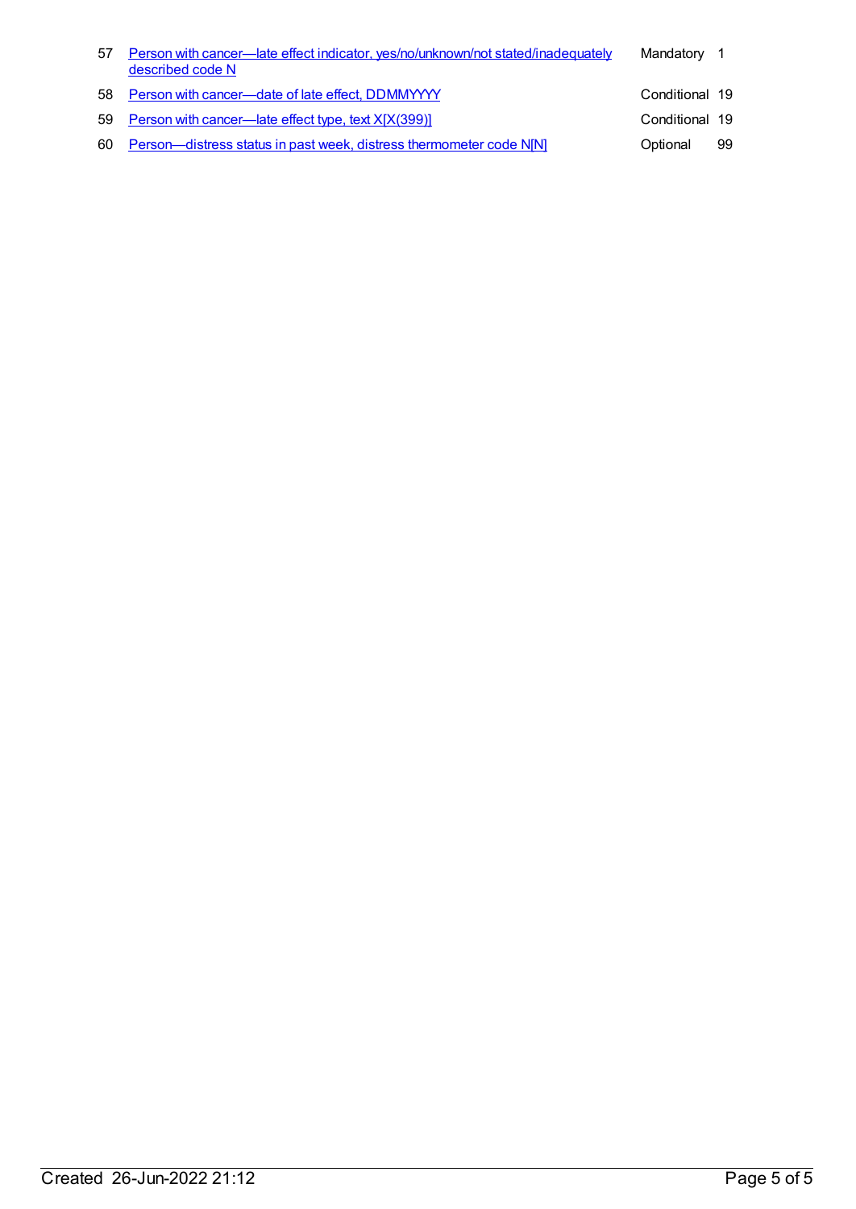| | | | |
|---|---|---|---|
| 57 | Person with cancer—late effect indicator, yes/no/unknown/not stated/inadequately described code N | Mandatory | 1 |
| 58 | Person with cancer—date of late effect, DDMMYYYY | Conditional | 19 |
| 59 | Person with cancer—late effect type, text X[X(399)] | Conditional | 19 |
| 60 | Person—distress status in past week, distress thermometer code N[N] | Optional | 99 |

Created 26-Jun-2022 21:12